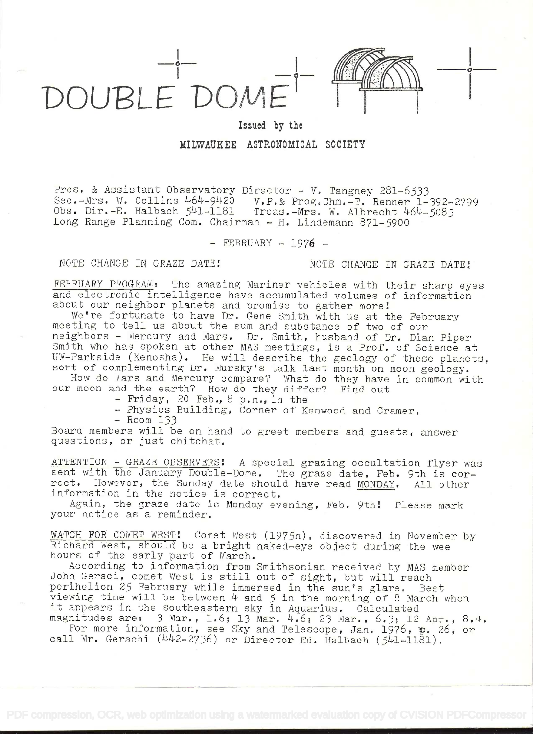# DOUBLE DOME

Issued by the

MILWAUKEE ASTRONOMICAL SOCIETY

Pres. & Assistant Observatory Director - V. Tangney 281-6533
Sec.-Mrs. W. Collins 464-9420 V.P.& Prog.Chm.-T. Renner 1-392-2799
Obs. Dir.-E. Halbach 541-1181 Treas.-Mrs. W. Albrecht 464-5085
Long Range Planning Com. Chairman - H. Lindemann 871-5900

\- FEBRUARY - 1976 -

NOTE CHANGE IN GRAZE DATE! NOTE CHANGE IN GRAZE DATE!

FEBRUARY PROGRAM: The amazing Mariner vehicles with their sharp eyes and electronic intelligence have accumulated volumes of information about our neighbor planets and promise to gather more!

We're fortunate to have Dr. Gene Smith with us at the February meeting to tell us about the sum and substance of two of our neighbors - Mercury and Mars. Dr. Smith, husband of Dr. Dian Piper Smith who has spoken at other MAS meetings, is a Prof. of Science at UW-Parkside (Kenosha). He will describe the geology of these planets, sort of complementing Dr. Mursky's talk last month on moon geology.

How do Mars and Mercury compare? What do they have in common with our moon and the earth? How do they differ? Find out

- Friday, 20 Feb., 8 p.m., in the
- Physics Building, Corner of Kenwood and Cramer,
- Room 133

Board members will be on hand to greet members and guests, answer questions, or just chitchat.

ATTENTION - GRAZE OBSERVERS! A special grazing occultation flyer was sent with the January Double-Dome. The graze date, Feb. 9th is correct. However, the Sunday date should have read MONDAY. All other information in the notice is correct.

Again, the graze date is Monday evening, Feb. 9th! Please mark your notice as a reminder.

WATCH FOR COMET WEST! Comet West (1975n), discovered in November by Richard West, should be a bright naked-eye object during the wee hours of the early part of March.

According to information from Smithsonian received by MAS member John Geraci, comet West is still out of sight, but will reach perihelion 25 February while immersed in the sun's glare. Best viewing time will be between 4 and 5 in the morning of 8 March when it appears in the southeastern sky in Aquarius. Calculated magnitudes are: 3 Mar., 1.6; 13 Mar. 4.6; 23 Mar., 6.3; 12 Apr., 8.4.

For more information, see Sky and Telescope, Jan. 1976, p. 26, or call Mr. Gerachi (442-2736) or Director Ed. Halbach (541-1181).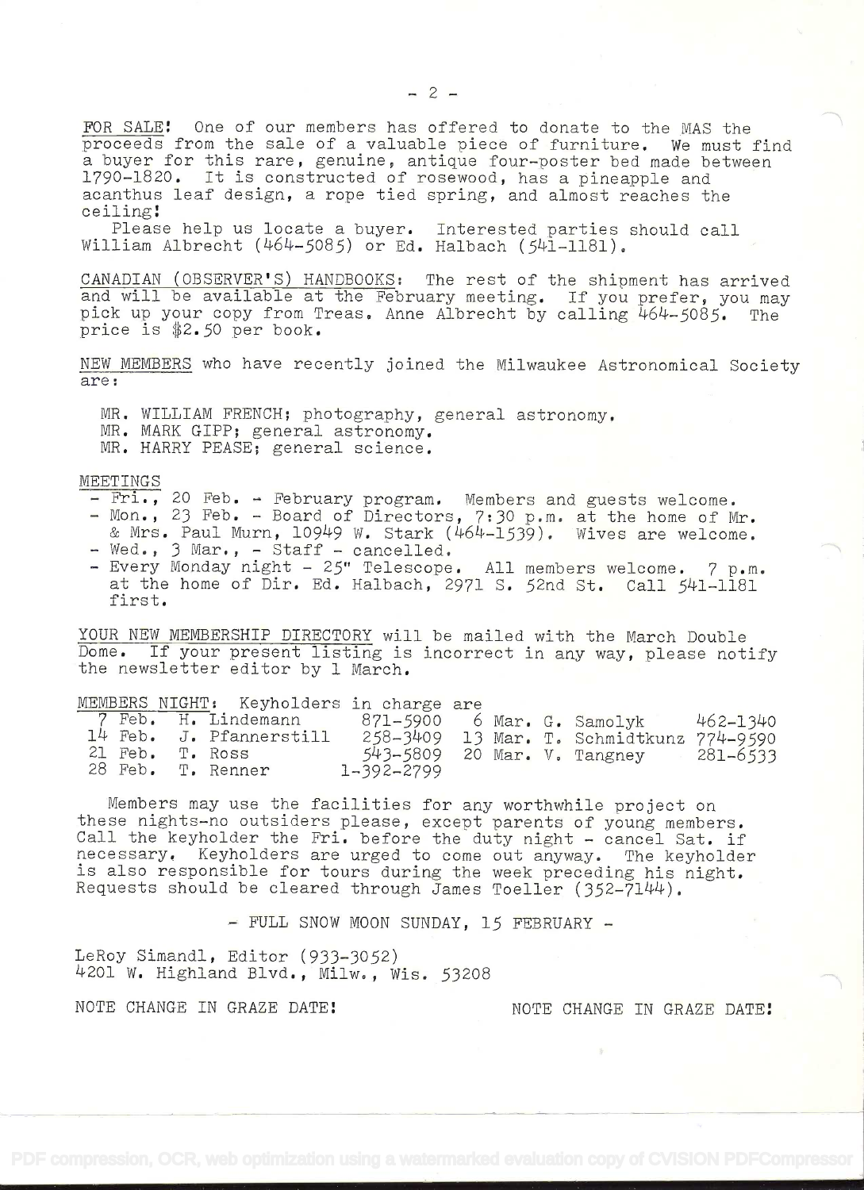FOR SALE! One of our members has offered to donate to the MAS the proceeds from the sale of a valuable piece of furniture. We must find a buyer for this rare, genuine, antique four-poster bed made between 1790-1820. It is constructed of rosewood, has a pineapple and acanthus leaf design, a rope tied spring, and almost reaches the ceiling!

Please help us locate a buyer. Interested parties should call William Albrecht (464-5085) or Ed. Halbach (541-1181).

CANADIAN (OBSERVER'S) HANDBOOKS: The rest of the shipment has arrived and will be available at the February meeting. If you prefer, you may pick up your copy from Treas. Anne Albrecht by calling 464-5085. The price is $2.50 per book.

NEW MEMBERS who have recently joined the Milwaukee Astronomical Society are:

MR. WILLIAM FRENCH; photography, general astronomy.
MR. MARK GIPP; general astronomy.
MR. HARRY PEASE; general science.

MEETINGS

- Fri., 20 Feb. - February program. Members and guests welcome.
- Mon., 23 Feb. - Board of Directors, 7:30 p.m. at the home of Mr. & Mrs. Paul Murn, 10949 W. Stark (464-1539). Wives are welcome.
- Wed., 3 Mar., - Staff - cancelled.
- Every Monday night - 25" Telescope. All members welcome. 7 p.m. at the home of Dir. Ed. Halbach, 2971 S. 52nd St. Call 541-1181 first.

YOUR NEW MEMBERSHIP DIRECTORY will be mailed with the March Double Dome. If your present listing is incorrect in any way, please notify the newsletter editor by 1 March.

MEMBERS NIGHT: Keyholders in charge are

| | | | | | |
|---|---|---|---|---|---|
| 7 Feb. | H. Lindemann | 871-5900 | 6 Mar. | G. Samolyk | 462-1340 |
| 14 Feb. | J. Pfannerstill | 258-3409 | 13 Mar. | T. Schmidtkunz | 774-9590 |
| 21 Feb. | T. Ross | 543-5809 | 20 Mar. | V. Tangney | 281-6533 |
| 28 Feb. | T. Renner | 1-392-2799 | | | |

Members may use the facilities for any worthwhile project on these nights-no outsiders please, except parents of young members. Call the keyholder the Fri. before the duty night - cancel Sat. if necessary. Keyholders are urged to come out anyway. The keyholder is also responsible for tours during the week preceding his night. Requests should be cleared through James Toeller (352-7144).

- FULL SNOW MOON SUNDAY, 15 FEBRUARY -

LeRoy Simandl, Editor (933-3052)
4201 W. Highland Blvd., Milw., Wis. 53208

NOTE CHANGE IN GRAZE DATE! NOTE CHANGE IN GRAZE DATE!